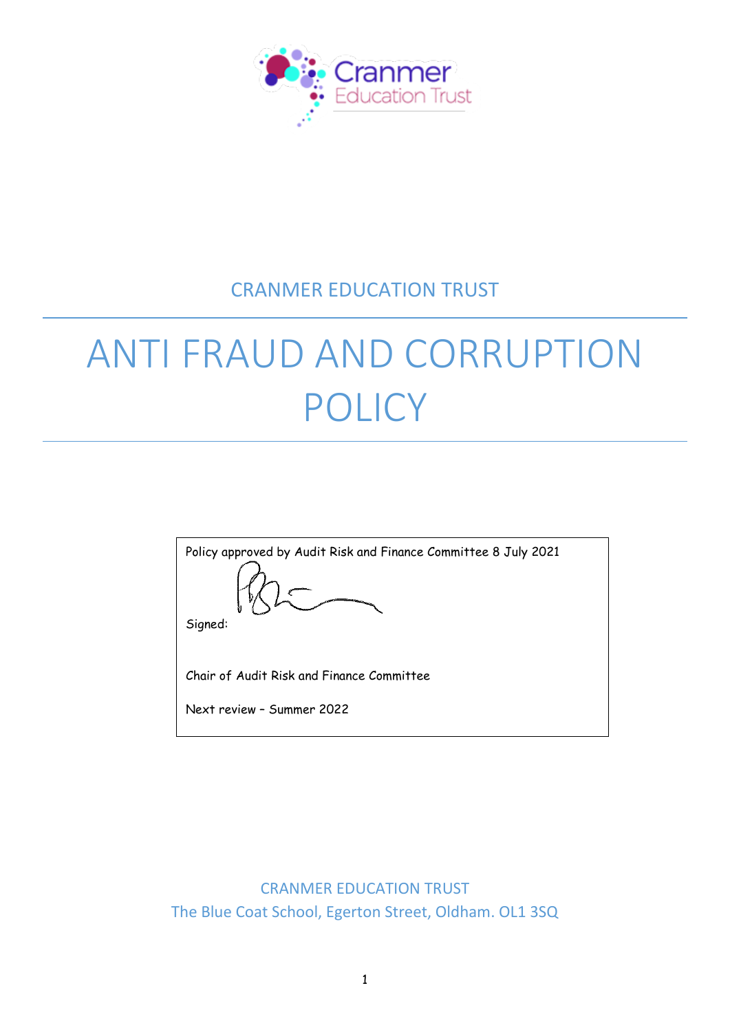Cranmer Education Trust

CRANMER EDUCATION TRUST

# ANTI FRAUD AND CORRUPTION POLICY

Policy approved by Audit Risk and Finance Committee 8 July 2021

Signed:

Chair of Audit Risk and Finance Committee

Next review – Summer 2022

CRANMER EDUCATION TRUST
The Blue Coat School, Egerton Street, Oldham. OL1 3SQ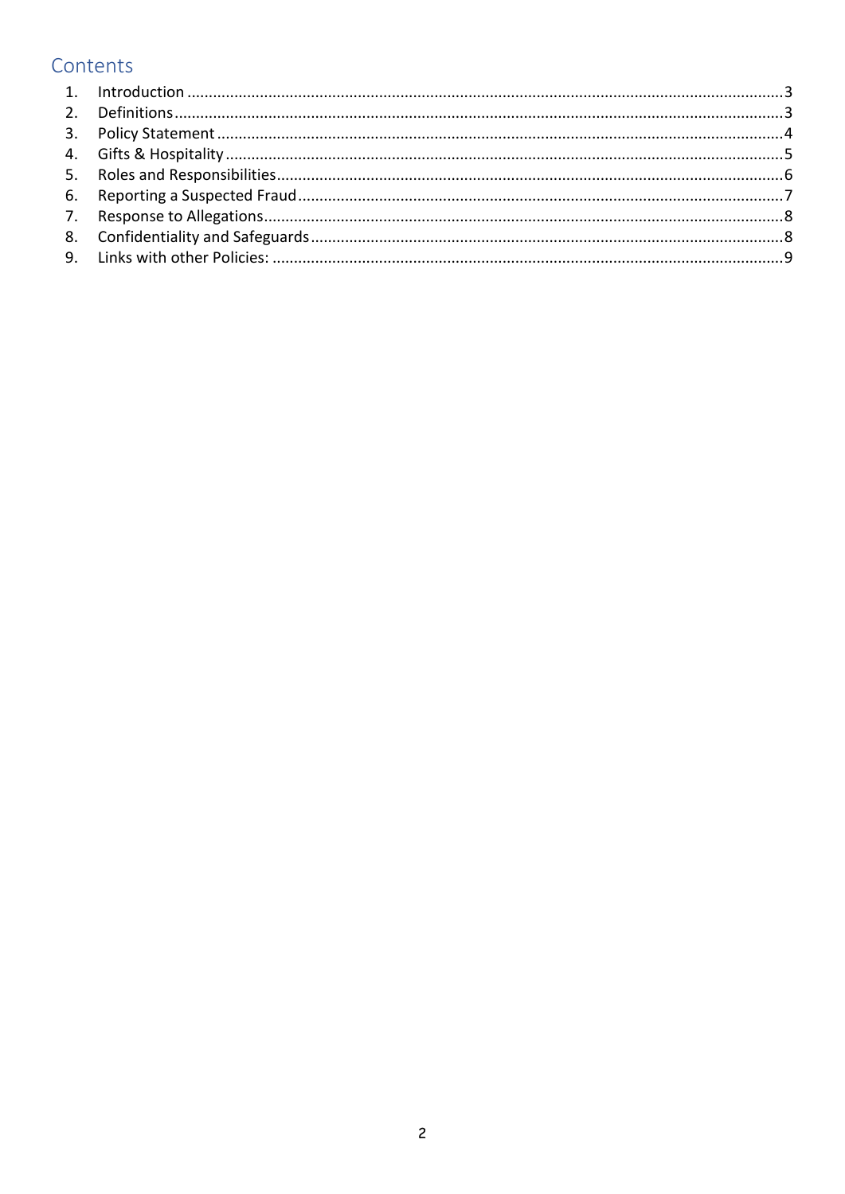## Contents

1. Introduction ........................................................................................................................................3
2. Definitions ...........................................................................................................................................3
3. Policy Statement .................................................................................................................................4
4. Gifts & Hospitality ...............................................................................................................................5
5. Roles and Responsibilities ...................................................................................................................6
6. Reporting a Suspected Fraud ..............................................................................................................7
7. Response to Allegations ......................................................................................................................8
8. Confidentiality and Safeguards ...........................................................................................................8
9. Links with other Policies: ....................................................................................................................9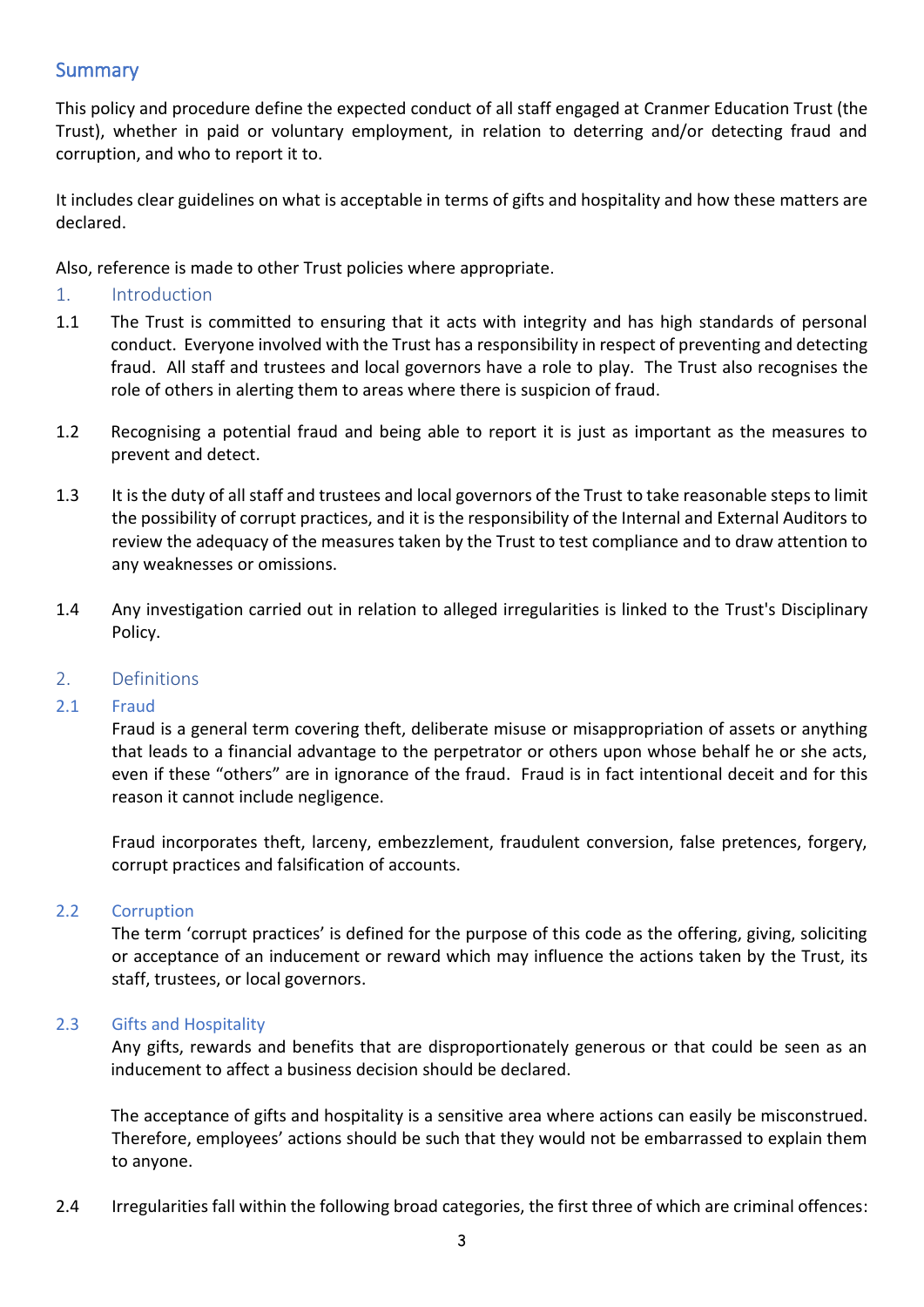## Summary

This policy and procedure define the expected conduct of all staff engaged at Cranmer Education Trust (the Trust), whether in paid or voluntary employment, in relation to deterring and/or detecting fraud and corruption, and who to report it to.

It includes clear guidelines on what is acceptable in terms of gifts and hospitality and how these matters are declared.

Also, reference is made to other Trust policies where appropriate.

## 1. Introduction

1.1 The Trust is committed to ensuring that it acts with integrity and has high standards of personal conduct. Everyone involved with the Trust has a responsibility in respect of preventing and detecting fraud. All staff and trustees and local governors have a role to play. The Trust also recognises the role of others in alerting them to areas where there is suspicion of fraud.

1.2 Recognising a potential fraud and being able to report it is just as important as the measures to prevent and detect.

1.3 It is the duty of all staff and trustees and local governors of the Trust to take reasonable steps to limit the possibility of corrupt practices, and it is the responsibility of the Internal and External Auditors to review the adequacy of the measures taken by the Trust to test compliance and to draw attention to any weaknesses or omissions.

1.4 Any investigation carried out in relation to alleged irregularities is linked to the Trust's Disciplinary Policy.

## 2. Definitions

### 2.1 Fraud

Fraud is a general term covering theft, deliberate misuse or misappropriation of assets or anything that leads to a financial advantage to the perpetrator or others upon whose behalf he or she acts, even if these "others" are in ignorance of the fraud. Fraud is in fact intentional deceit and for this reason it cannot include negligence.

Fraud incorporates theft, larceny, embezzlement, fraudulent conversion, false pretences, forgery, corrupt practices and falsification of accounts.

### 2.2 Corruption

The term 'corrupt practices' is defined for the purpose of this code as the offering, giving, soliciting or acceptance of an inducement or reward which may influence the actions taken by the Trust, its staff, trustees, or local governors.

### 2.3 Gifts and Hospitality

Any gifts, rewards and benefits that are disproportionately generous or that could be seen as an inducement to affect a business decision should be declared.

The acceptance of gifts and hospitality is a sensitive area where actions can easily be misconstrued. Therefore, employees' actions should be such that they would not be embarrassed to explain them to anyone.

2.4 Irregularities fall within the following broad categories, the first three of which are criminal offences: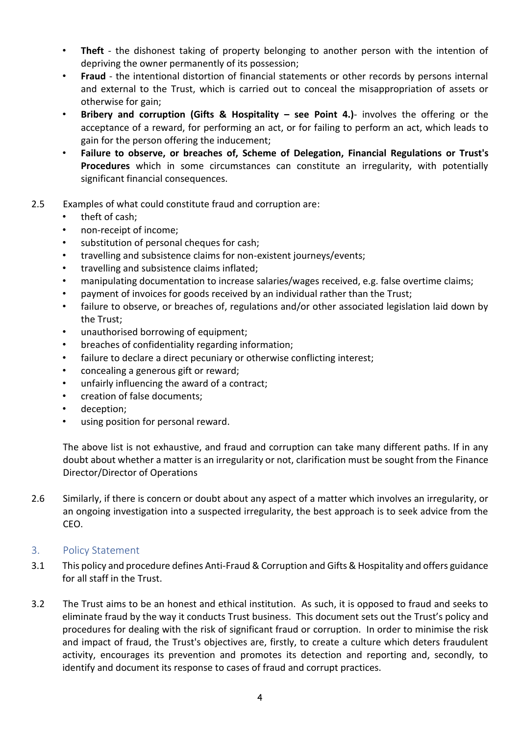- **Theft** - the dishonest taking of property belonging to another person with the intention of depriving the owner permanently of its possession;
- **Fraud** - the intentional distortion of financial statements or other records by persons internal and external to the Trust, which is carried out to conceal the misappropriation of assets or otherwise for gain;
- **Bribery and corruption (Gifts & Hospitality – see Point 4.)**- involves the offering or the acceptance of a reward, for performing an act, or for failing to perform an act, which leads to gain for the person offering the inducement;
- **Failure to observe, or breaches of, Scheme of Delegation, Financial Regulations or Trust's Procedures** which in some circumstances can constitute an irregularity, with potentially significant financial consequences.

2.5 Examples of what could constitute fraud and corruption are:

- theft of cash;
- non-receipt of income;
- substitution of personal cheques for cash;
- travelling and subsistence claims for non-existent journeys/events;
- travelling and subsistence claims inflated;
- manipulating documentation to increase salaries/wages received, e.g. false overtime claims;
- payment of invoices for goods received by an individual rather than the Trust;
- failure to observe, or breaches of, regulations and/or other associated legislation laid down by the Trust;
- unauthorised borrowing of equipment;
- breaches of confidentiality regarding information;
- failure to declare a direct pecuniary or otherwise conflicting interest;
- concealing a generous gift or reward;
- unfairly influencing the award of a contract;
- creation of false documents;
- deception;
- using position for personal reward.

The above list is not exhaustive, and fraud and corruption can take many different paths. If in any doubt about whether a matter is an irregularity or not, clarification must be sought from the Finance Director/Director of Operations

2.6 Similarly, if there is concern or doubt about any aspect of a matter which involves an irregularity, or an ongoing investigation into a suspected irregularity, the best approach is to seek advice from the CEO.

## 3. Policy Statement

3.1 This policy and procedure defines Anti-Fraud & Corruption and Gifts & Hospitality and offers guidance for all staff in the Trust.

3.2 The Trust aims to be an honest and ethical institution. As such, it is opposed to fraud and seeks to eliminate fraud by the way it conducts Trust business. This document sets out the Trust's policy and procedures for dealing with the risk of significant fraud or corruption. In order to minimise the risk and impact of fraud, the Trust's objectives are, firstly, to create a culture which deters fraudulent activity, encourages its prevention and promotes its detection and reporting and, secondly, to identify and document its response to cases of fraud and corrupt practices.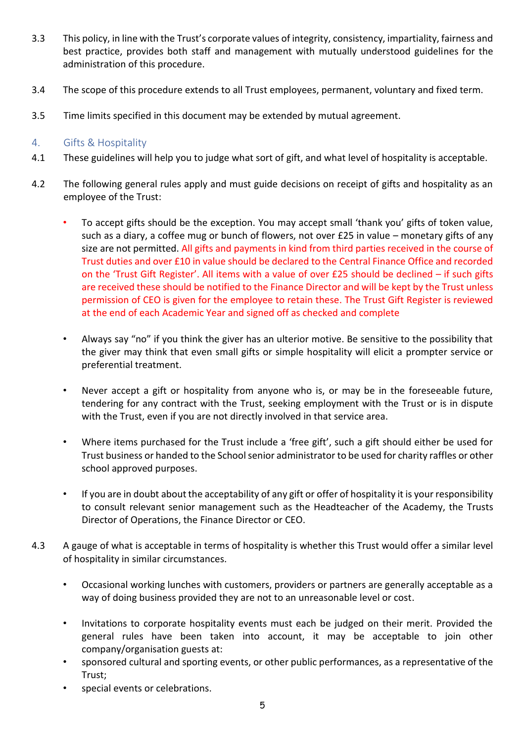3.3 This policy, in line with the Trust's corporate values of integrity, consistency, impartiality, fairness and best practice, provides both staff and management with mutually understood guidelines for the administration of this procedure.

3.4 The scope of this procedure extends to all Trust employees, permanent, voluntary and fixed term.

3.5 Time limits specified in this document may be extended by mutual agreement.

## 4. Gifts & Hospitality

4.1 These guidelines will help you to judge what sort of gift, and what level of hospitality is acceptable.

4.2 The following general rules apply and must guide decisions on receipt of gifts and hospitality as an employee of the Trust:

- To accept gifts should be the exception. You may accept small 'thank you' gifts of token value, such as a diary, a coffee mug or bunch of flowers, not over £25 in value – monetary gifts of any size are not permitted. All gifts and payments in kind from third parties received in the course of Trust duties and over £10 in value should be declared to the Central Finance Office and recorded on the 'Trust Gift Register'. All items with a value of over £25 should be declined – if such gifts are received these should be notified to the Finance Director and will be kept by the Trust unless permission of CEO is given for the employee to retain these. The Trust Gift Register is reviewed at the end of each Academic Year and signed off as checked and complete

- Always say "no" if you think the giver has an ulterior motive. Be sensitive to the possibility that the giver may think that even small gifts or simple hospitality will elicit a prompter service or preferential treatment.

- Never accept a gift or hospitality from anyone who is, or may be in the foreseeable future, tendering for any contract with the Trust, seeking employment with the Trust or is in dispute with the Trust, even if you are not directly involved in that service area.

- Where items purchased for the Trust include a 'free gift', such a gift should either be used for Trust business or handed to the School senior administrator to be used for charity raffles or other school approved purposes.

- If you are in doubt about the acceptability of any gift or offer of hospitality it is your responsibility to consult relevant senior management such as the Headteacher of the Academy, the Trusts Director of Operations, the Finance Director or CEO.

4.3 A gauge of what is acceptable in terms of hospitality is whether this Trust would offer a similar level of hospitality in similar circumstances.

- Occasional working lunches with customers, providers or partners are generally acceptable as a way of doing business provided they are not to an unreasonable level or cost.

- Invitations to corporate hospitality events must each be judged on their merit. Provided the general rules have been taken into account, it may be acceptable to join other company/organisation guests at:
- sponsored cultural and sporting events, or other public performances, as a representative of the Trust;
- special events or celebrations.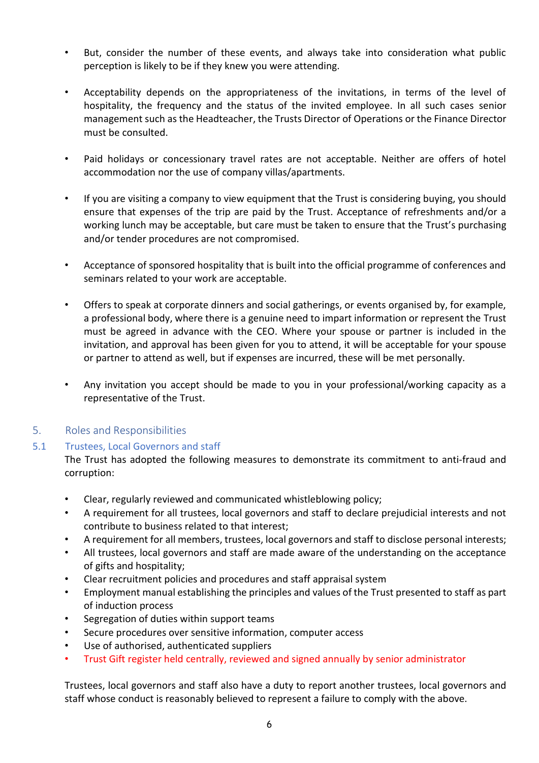- But, consider the number of these events, and always take into consideration what public perception is likely to be if they knew you were attending.

- Acceptability depends on the appropriateness of the invitations, in terms of the level of hospitality, the frequency and the status of the invited employee. In all such cases senior management such as the Headteacher, the Trusts Director of Operations or the Finance Director must be consulted.

- Paid holidays or concessionary travel rates are not acceptable. Neither are offers of hotel accommodation nor the use of company villas/apartments.

- If you are visiting a company to view equipment that the Trust is considering buying, you should ensure that expenses of the trip are paid by the Trust. Acceptance of refreshments and/or a working lunch may be acceptable, but care must be taken to ensure that the Trust's purchasing and/or tender procedures are not compromised.

- Acceptance of sponsored hospitality that is built into the official programme of conferences and seminars related to your work are acceptable.

- Offers to speak at corporate dinners and social gatherings, or events organised by, for example, a professional body, where there is a genuine need to impart information or represent the Trust must be agreed in advance with the CEO. Where your spouse or partner is included in the invitation, and approval has been given for you to attend, it will be acceptable for your spouse or partner to attend as well, but if expenses are incurred, these will be met personally.

- Any invitation you accept should be made to you in your professional/working capacity as a representative of the Trust.

## 5. Roles and Responsibilities

### 5.1 Trustees, Local Governors and staff

The Trust has adopted the following measures to demonstrate its commitment to anti-fraud and corruption:

- Clear, regularly reviewed and communicated whistleblowing policy;
- A requirement for all trustees, local governors and staff to declare prejudicial interests and not contribute to business related to that interest;
- A requirement for all members, trustees, local governors and staff to disclose personal interests;
- All trustees, local governors and staff are made aware of the understanding on the acceptance of gifts and hospitality;
- Clear recruitment policies and procedures and staff appraisal system
- Employment manual establishing the principles and values of the Trust presented to staff as part of induction process
- Segregation of duties within support teams
- Secure procedures over sensitive information, computer access
- Use of authorised, authenticated suppliers
- Trust Gift register held centrally, reviewed and signed annually by senior administrator

Trustees, local governors and staff also have a duty to report another trustees, local governors and staff whose conduct is reasonably believed to represent a failure to comply with the above.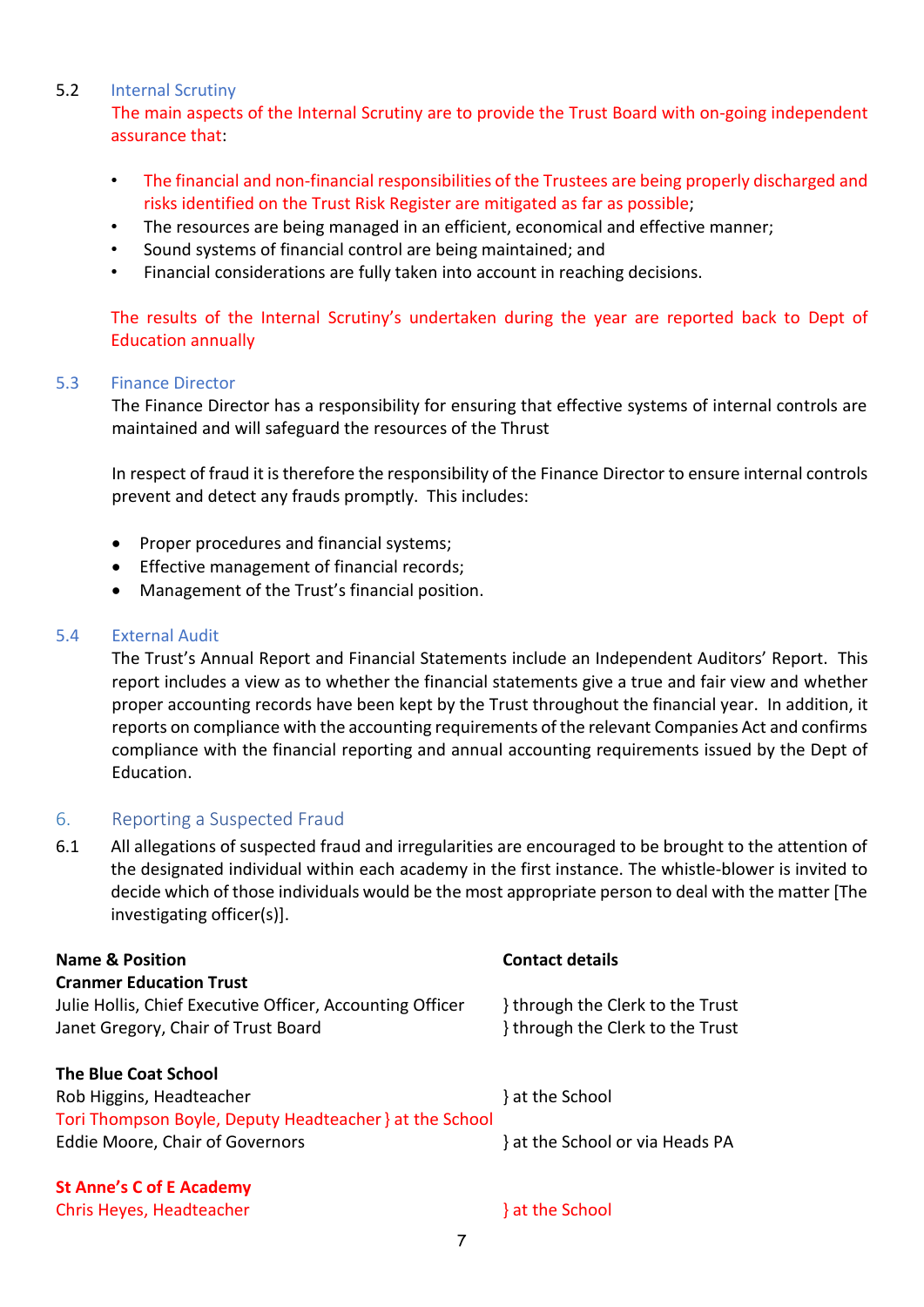5.2 Internal Scrutiny

The main aspects of the Internal Scrutiny are to provide the Trust Board with on-going independent assurance that:

- The financial and non-financial responsibilities of the Trustees are being properly discharged and risks identified on the Trust Risk Register are mitigated as far as possible;
- The resources are being managed in an efficient, economical and effective manner;
- Sound systems of financial control are being maintained; and
- Financial considerations are fully taken into account in reaching decisions.

The results of the Internal Scrutiny's undertaken during the year are reported back to Dept of Education annually

5.3 Finance Director

The Finance Director has a responsibility for ensuring that effective systems of internal controls are maintained and will safeguard the resources of the Thrust

In respect of fraud it is therefore the responsibility of the Finance Director to ensure internal controls prevent and detect any frauds promptly. This includes:

- Proper procedures and financial systems;
- Effective management of financial records;
- Management of the Trust's financial position.

5.4 External Audit

The Trust's Annual Report and Financial Statements include an Independent Auditors' Report. This report includes a view as to whether the financial statements give a true and fair view and whether proper accounting records have been kept by the Trust throughout the financial year. In addition, it reports on compliance with the accounting requirements of the relevant Companies Act and confirms compliance with the financial reporting and annual accounting requirements issued by the Dept of Education.

## 6. Reporting a Suspected Fraud

6.1 All allegations of suspected fraud and irregularities are encouraged to be brought to the attention of the designated individual within each academy in the first instance. The whistle-blower is invited to decide which of those individuals would be the most appropriate person to deal with the matter [The investigating officer(s)].

| Name & Position | Contact details |
|---|---|
| **Cranmer Education Trust** | |
| Julie Hollis, Chief Executive Officer, Accounting Officer | } through the Clerk to the Trust |
| Janet Gregory, Chair of Trust Board | } through the Clerk to the Trust |
| | |
| **The Blue Coat School** | |
| Rob Higgins, Headteacher | } at the School |
| Tori Thompson Boyle, Deputy Headteacher | } at the School |
| Eddie Moore, Chair of Governors | } at the School or via Heads PA |
| | |
| **St Anne's C of E Academy** | |
| Chris Heyes, Headteacher | } at the School |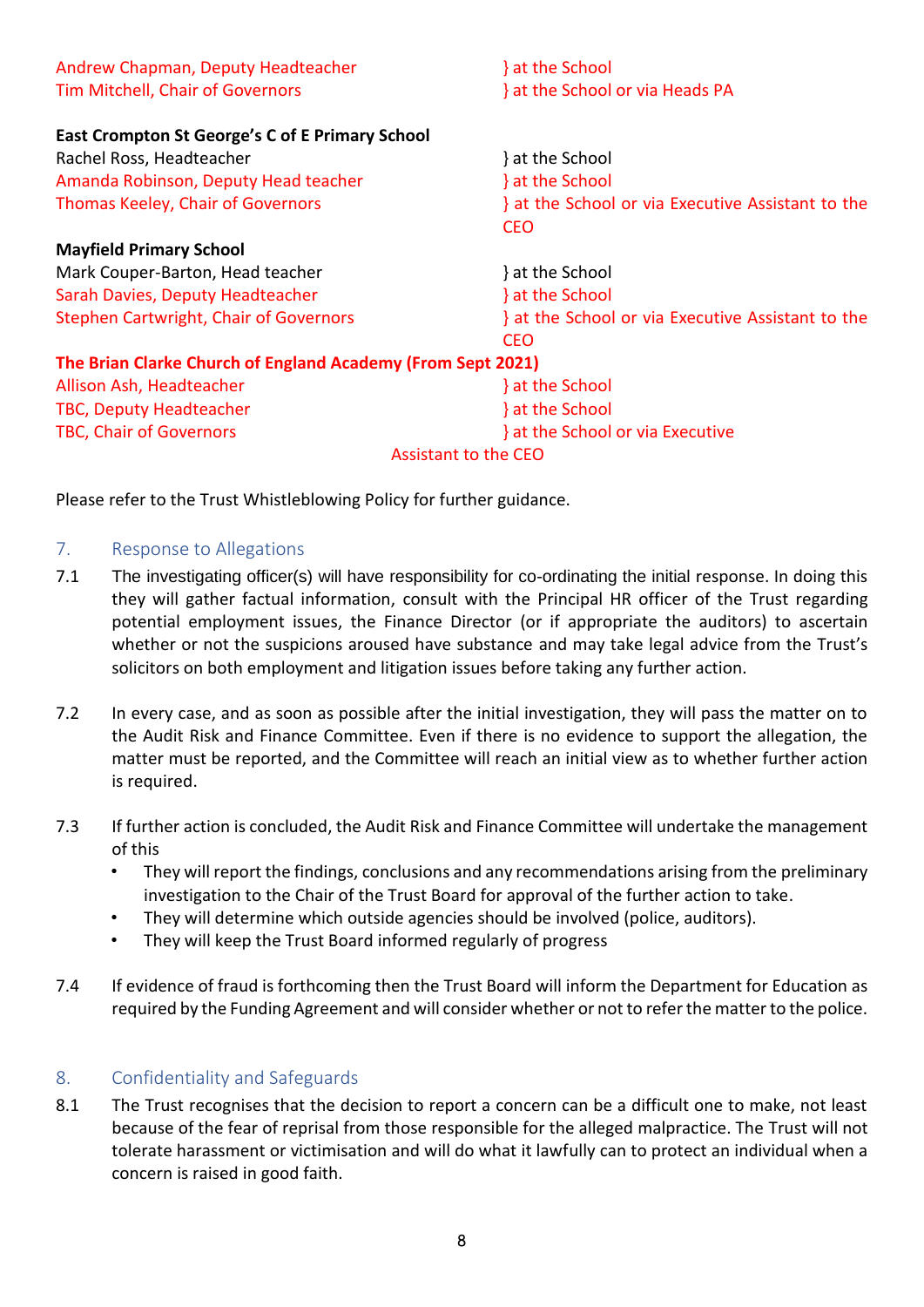Andrew Chapman, Deputy Headteacher } at the School
Tim Mitchell, Chair of Governors } at the School or via Heads PA

**East Crompton St George's C of E Primary School**

Rachel Ross, Headteacher } at the School
Amanda Robinson, Deputy Head teacher } at the School
Thomas Keeley, Chair of Governors } at the School or via Executive Assistant to the CEO

**Mayfield Primary School**

Mark Couper-Barton, Head teacher } at the School
Sarah Davies, Deputy Headteacher } at the School
Stephen Cartwright, Chair of Governors } at the School or via Executive Assistant to the CEO

**The Brian Clarke Church of England Academy (From Sept 2021)**

Allison Ash, Headteacher } at the School
TBC, Deputy Headteacher } at the School
TBC, Chair of Governors } at the School or via Executive Assistant to the CEO

Please refer to the Trust Whistleblowing Policy for further guidance.

## 7. Response to Allegations

7.1 The investigating officer(s) will have responsibility for co-ordinating the initial response. In doing this they will gather factual information, consult with the Principal HR officer of the Trust regarding potential employment issues, the Finance Director (or if appropriate the auditors) to ascertain whether or not the suspicions aroused have substance and may take legal advice from the Trust's solicitors on both employment and litigation issues before taking any further action.

7.2 In every case, and as soon as possible after the initial investigation, they will pass the matter on to the Audit Risk and Finance Committee. Even if there is no evidence to support the allegation, the matter must be reported, and the Committee will reach an initial view as to whether further action is required.

7.3 If further action is concluded, the Audit Risk and Finance Committee will undertake the management of this

- They will report the findings, conclusions and any recommendations arising from the preliminary investigation to the Chair of the Trust Board for approval of the further action to take.
- They will determine which outside agencies should be involved (police, auditors).
- They will keep the Trust Board informed regularly of progress

7.4 If evidence of fraud is forthcoming then the Trust Board will inform the Department for Education as required by the Funding Agreement and will consider whether or not to refer the matter to the police.

## 8. Confidentiality and Safeguards

8.1 The Trust recognises that the decision to report a concern can be a difficult one to make, not least because of the fear of reprisal from those responsible for the alleged malpractice. The Trust will not tolerate harassment or victimisation and will do what it lawfully can to protect an individual when a concern is raised in good faith.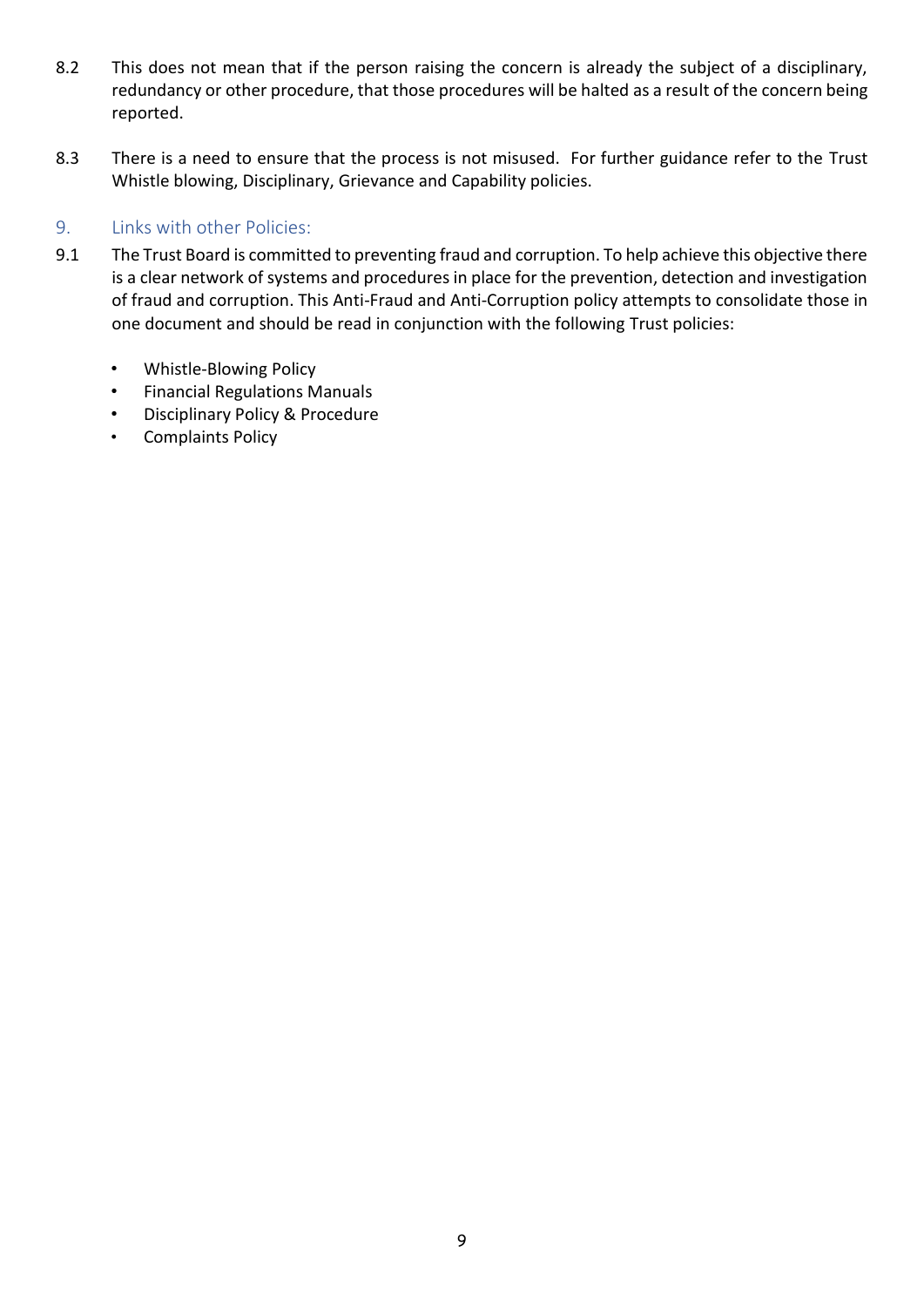8.2 This does not mean that if the person raising the concern is already the subject of a disciplinary, redundancy or other procedure, that those procedures will be halted as a result of the concern being reported.

8.3 There is a need to ensure that the process is not misused. For further guidance refer to the Trust Whistle blowing, Disciplinary, Grievance and Capability policies.

## 9. Links with other Policies:

9.1 The Trust Board is committed to preventing fraud and corruption. To help achieve this objective there is a clear network of systems and procedures in place for the prevention, detection and investigation of fraud and corruption. This Anti-Fraud and Anti-Corruption policy attempts to consolidate those in one document and should be read in conjunction with the following Trust policies:

- Whistle-Blowing Policy
- Financial Regulations Manuals
- Disciplinary Policy & Procedure
- Complaints Policy